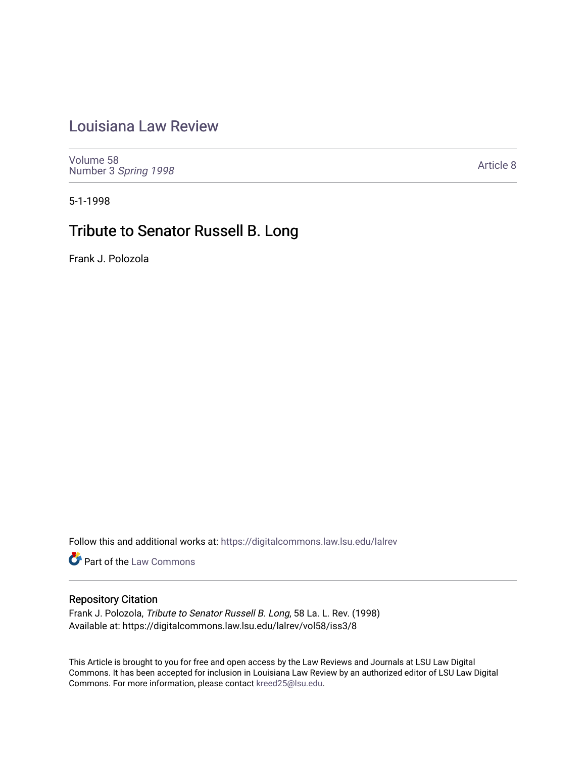# Louisiana Law Review

Volume 58
Number 3 *Spring 1998*

Article 8

5-1-1998

## Tribute to Senator Russell B. Long

Frank J. Polozola

Follow this and additional works at: https://digitalcommons.law.lsu.edu/lalrev

Part of the Law Commons

### Repository Citation

Frank J. Polozola, *Tribute to Senator Russell B. Long*, 58 La. L. Rev. (1998)
Available at: https://digitalcommons.law.lsu.edu/lalrev/vol58/iss3/8

This Article is brought to you for free and open access by the Law Reviews and Journals at LSU Law Digital Commons. It has been accepted for inclusion in Louisiana Law Review by an authorized editor of LSU Law Digital Commons. For more information, please contact kreed25@lsu.edu.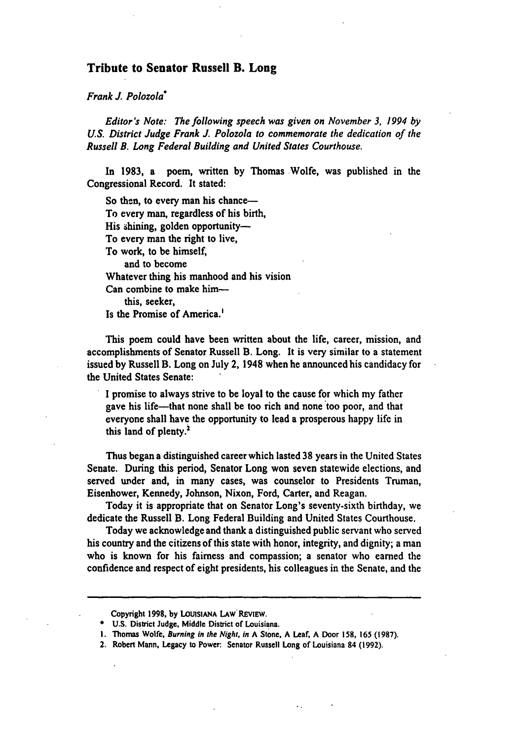## Tribute to Senator Russell B. Long

*Frank J. Polozola*[*]

*Editor's Note: The following speech was given on November 3, 1994 by U.S. District Judge Frank J. Polozola to commemorate the dedication of the Russell B. Long Federal Building and United States Courthouse.*

In 1983, a poem, written by Thomas Wolfe, was published in the Congressional Record. It stated:

> So then, to every man his chance—
> To every man, regardless of his birth,
> His shining, golden opportunity—
> To every man the right to live,
> To work, to be himself,
> and to become
> Whatever thing his manhood and his vision
> Can combine to make him—
> this, seeker,
> Is the Promise of America.[1]

This poem could have been written about the life, career, mission, and accomplishments of Senator Russell B. Long. It is very similar to a statement issued by Russell B. Long on July 2, 1948 when he announced his candidacy for the United States Senate:

> I promise to always strive to be loyal to the cause for which my father gave his life—that none shall be too rich and none too poor, and that everyone shall have the opportunity to lead a prosperous happy life in this land of plenty.[2]

Thus began a distinguished career which lasted 38 years in the United States Senate. During this period, Senator Long won seven statewide elections, and served under and, in many cases, was counselor to Presidents Truman, Eisenhower, Kennedy, Johnson, Nixon, Ford, Carter, and Reagan.

Today it is appropriate that on Senator Long's seventy-sixth birthday, we dedicate the Russell B. Long Federal Building and United States Courthouse.

Today we acknowledge and thank a distinguished public servant who served his country and the citizens of this state with honor, integrity, and dignity; a man who is known for his fairness and compassion; a senator who earned the confidence and respect of eight presidents, his colleagues in the Senate, and the

---

Copyright 1998, by LOUISIANA LAW REVIEW.

[*] U.S. District Judge, Middle District of Louisiana.

1. Thomas Wolfe, *Burning in the Night*, *in* A Stone, A Leaf, A Door 158, 165 (1987).

2. Robert Mann, Legacy to Power: Senator Russell Long of Louisiana 84 (1992).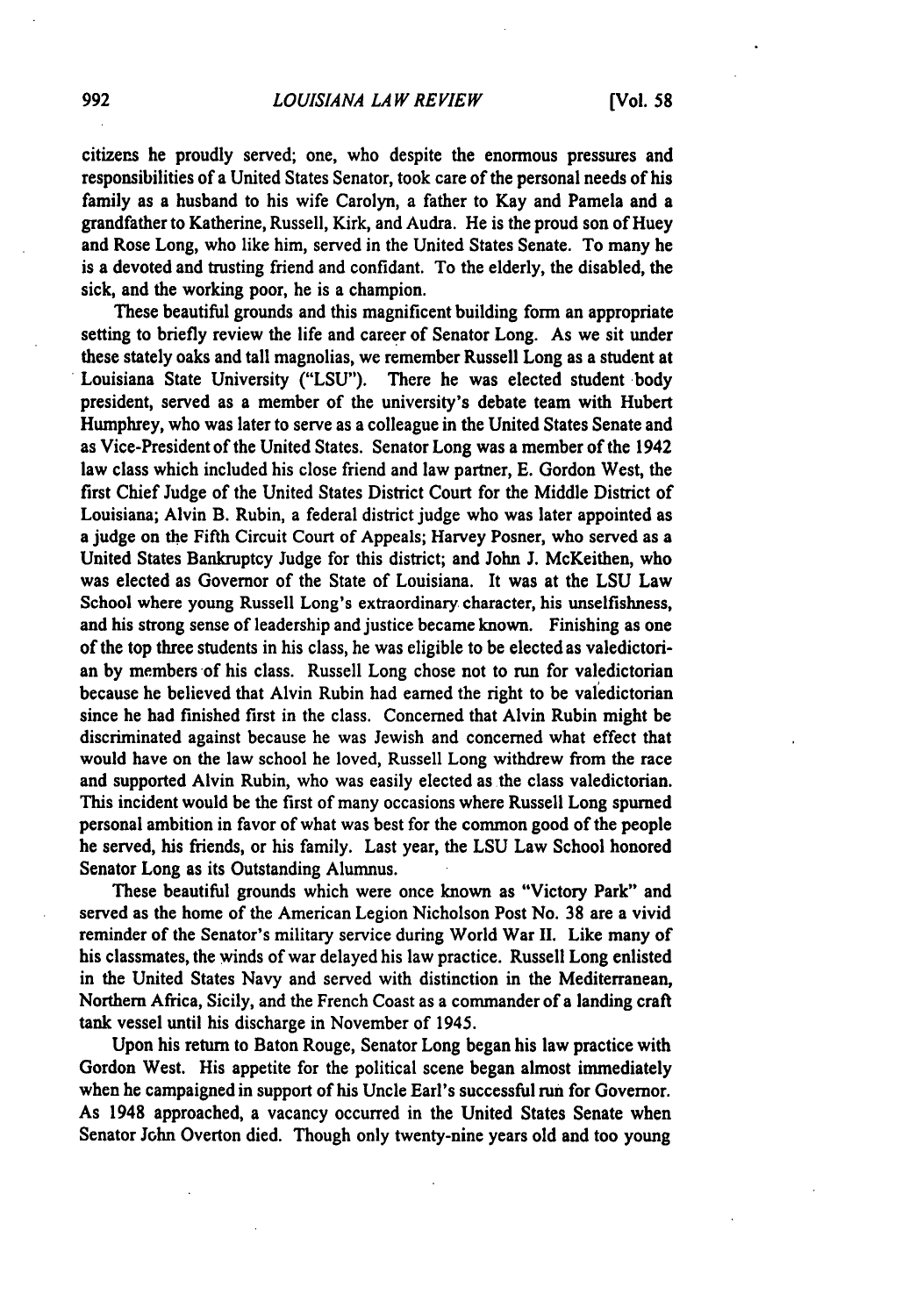citizens he proudly served; one, who despite the enormous pressures and responsibilities of a United States Senator, took care of the personal needs of his family as a husband to his wife Carolyn, a father to Kay and Pamela and a grandfather to Katherine, Russell, Kirk, and Audra. He is the proud son of Huey and Rose Long, who like him, served in the United States Senate. To many he is a devoted and trusting friend and confidant. To the elderly, the disabled, the sick, and the working poor, he is a champion.

These beautiful grounds and this magnificent building form an appropriate setting to briefly review the life and career of Senator Long. As we sit under these stately oaks and tall magnolias, we remember Russell Long as a student at Louisiana State University ("LSU"). There he was elected student body president, served as a member of the university's debate team with Hubert Humphrey, who was later to serve as a colleague in the United States Senate and as Vice-President of the United States. Senator Long was a member of the 1942 law class which included his close friend and law partner, E. Gordon West, the first Chief Judge of the United States District Court for the Middle District of Louisiana; Alvin B. Rubin, a federal district judge who was later appointed as a judge on the Fifth Circuit Court of Appeals; Harvey Posner, who served as a United States Bankruptcy Judge for this district; and John J. McKeithen, who was elected as Governor of the State of Louisiana. It was at the LSU Law School where young Russell Long's extraordinary character, his unselfishness, and his strong sense of leadership and justice became known. Finishing as one of the top three students in his class, he was eligible to be elected as valedictorian by members of his class. Russell Long chose not to run for valedictorian because he believed that Alvin Rubin had earned the right to be valedictorian since he had finished first in the class. Concerned that Alvin Rubin might be discriminated against because he was Jewish and concerned what effect that would have on the law school he loved, Russell Long withdrew from the race and supported Alvin Rubin, who was easily elected as the class valedictorian. This incident would be the first of many occasions where Russell Long spurned personal ambition in favor of what was best for the common good of the people he served, his friends, or his family. Last year, the LSU Law School honored Senator Long as its Outstanding Alumnus.

These beautiful grounds which were once known as "Victory Park" and served as the home of the American Legion Nicholson Post No. 38 are a vivid reminder of the Senator's military service during World War II. Like many of his classmates, the winds of war delayed his law practice. Russell Long enlisted in the United States Navy and served with distinction in the Mediterranean, Northern Africa, Sicily, and the French Coast as a commander of a landing craft tank vessel until his discharge in November of 1945.

Upon his return to Baton Rouge, Senator Long began his law practice with Gordon West. His appetite for the political scene began almost immediately when he campaigned in support of his Uncle Earl's successful run for Governor. As 1948 approached, a vacancy occurred in the United States Senate when Senator John Overton died. Though only twenty-nine years old and too young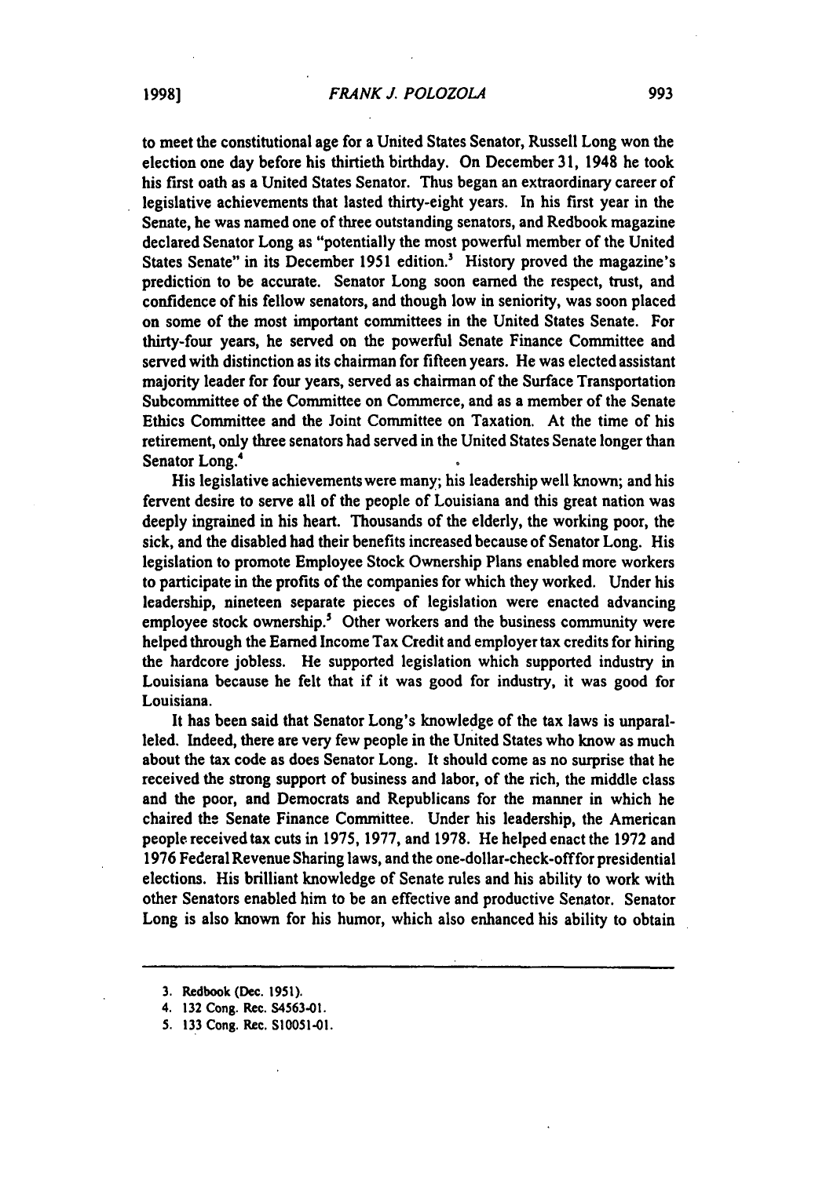to meet the constitutional age for a United States Senator, Russell Long won the election one day before his thirtieth birthday. On December 31, 1948 he took his first oath as a United States Senator. Thus began an extraordinary career of legislative achievements that lasted thirty-eight years. In his first year in the Senate, he was named one of three outstanding senators, and Redbook magazine declared Senator Long as "potentially the most powerful member of the United States Senate" in its December 1951 edition.[3] History proved the magazine's prediction to be accurate. Senator Long soon earned the respect, trust, and confidence of his fellow senators, and though low in seniority, was soon placed on some of the most important committees in the United States Senate. For thirty-four years, he served on the powerful Senate Finance Committee and served with distinction as its chairman for fifteen years. He was elected assistant majority leader for four years, served as chairman of the Surface Transportation Subcommittee of the Committee on Commerce, and as a member of the Senate Ethics Committee and the Joint Committee on Taxation. At the time of his retirement, only three senators had served in the United States Senate longer than Senator Long.[4]

His legislative achievements were many; his leadership well known; and his fervent desire to serve all of the people of Louisiana and this great nation was deeply ingrained in his heart. Thousands of the elderly, the working poor, the sick, and the disabled had their benefits increased because of Senator Long. His legislation to promote Employee Stock Ownership Plans enabled more workers to participate in the profits of the companies for which they worked. Under his leadership, nineteen separate pieces of legislation were enacted advancing employee stock ownership.[5] Other workers and the business community were helped through the Earned Income Tax Credit and employer tax credits for hiring the hardcore jobless. He supported legislation which supported industry in Louisiana because he felt that if it was good for industry, it was good for Louisiana.

It has been said that Senator Long's knowledge of the tax laws is unparalleled. Indeed, there are very few people in the United States who know as much about the tax code as does Senator Long. It should come as no surprise that he received the strong support of business and labor, of the rich, the middle class and the poor, and Democrats and Republicans for the manner in which he chaired the Senate Finance Committee. Under his leadership, the American people received tax cuts in 1975, 1977, and 1978. He helped enact the 1972 and 1976 Federal Revenue Sharing laws, and the one-dollar-check-off for presidential elections. His brilliant knowledge of Senate rules and his ability to work with other Senators enabled him to be an effective and productive Senator. Senator Long is also known for his humor, which also enhanced his ability to obtain

---

3. Redbook (Dec. 1951).
4. 132 Cong. Rec. S4563-01.
5. 133 Cong. Rec. S10051-01.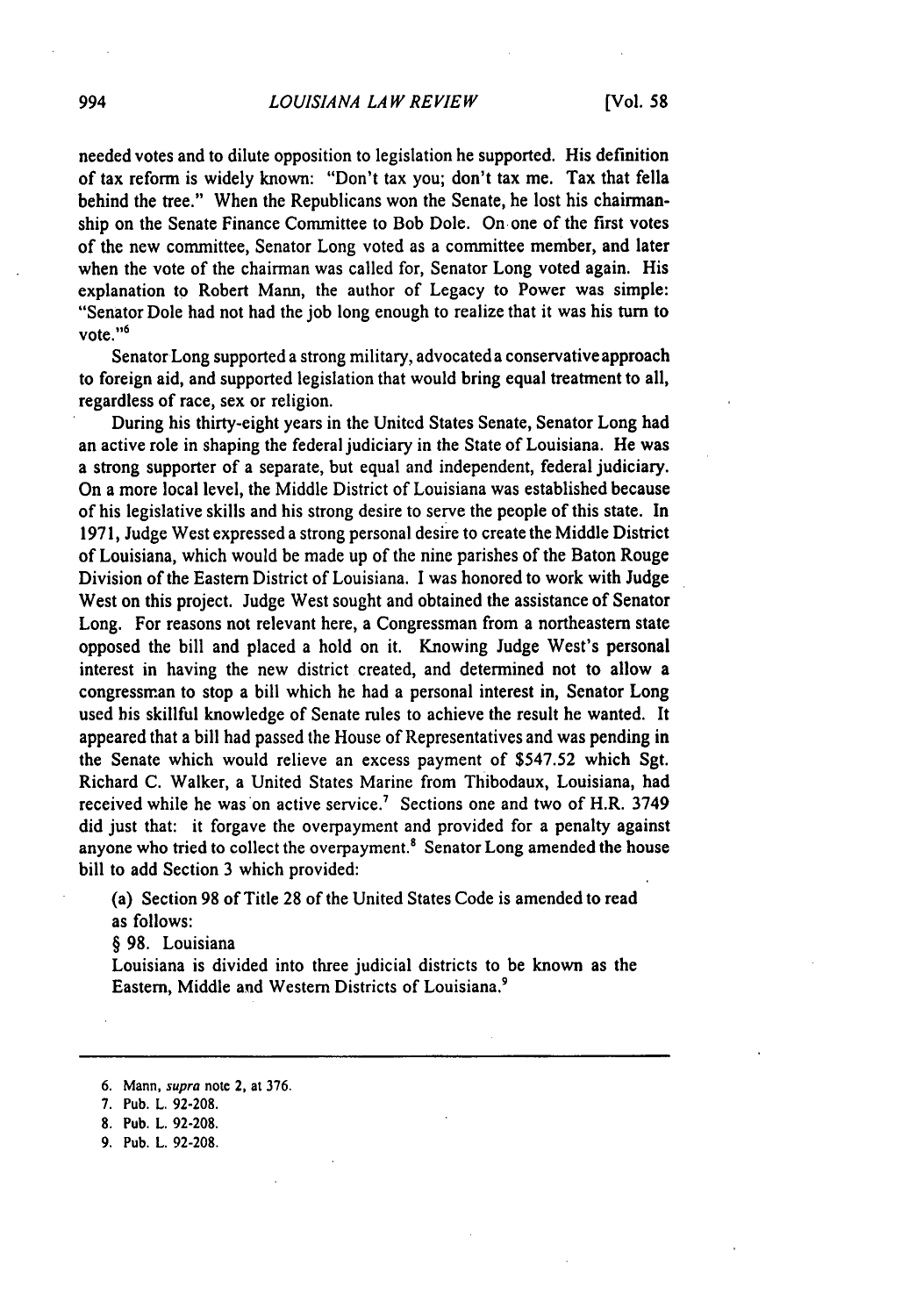needed votes and to dilute opposition to legislation he supported. His definition of tax reform is widely known: "Don't tax you; don't tax me. Tax that fella behind the tree." When the Republicans won the Senate, he lost his chairmanship on the Senate Finance Committee to Bob Dole. On one of the first votes of the new committee, Senator Long voted as a committee member, and later when the vote of the chairman was called for, Senator Long voted again. His explanation to Robert Mann, the author of Legacy to Power was simple: "Senator Dole had not had the job long enough to realize that it was his turn to vote."[6]

Senator Long supported a strong military, advocated a conservative approach to foreign aid, and supported legislation that would bring equal treatment to all, regardless of race, sex or religion.

During his thirty-eight years in the United States Senate, Senator Long had an active role in shaping the federal judiciary in the State of Louisiana. He was a strong supporter of a separate, but equal and independent, federal judiciary. On a more local level, the Middle District of Louisiana was established because of his legislative skills and his strong desire to serve the people of this state. In 1971, Judge West expressed a strong personal desire to create the Middle District of Louisiana, which would be made up of the nine parishes of the Baton Rouge Division of the Eastern District of Louisiana. I was honored to work with Judge West on this project. Judge West sought and obtained the assistance of Senator Long. For reasons not relevant here, a Congressman from a northeastern state opposed the bill and placed a hold on it. Knowing Judge West's personal interest in having the new district created, and determined not to allow a congressman to stop a bill which he had a personal interest in, Senator Long used his skillful knowledge of Senate rules to achieve the result he wanted. It appeared that a bill had passed the House of Representatives and was pending in the Senate which would relieve an excess payment of $547.52 which Sgt. Richard C. Walker, a United States Marine from Thibodaux, Louisiana, had received while he was on active service.[7] Sections one and two of H.R. 3749 did just that: it forgave the overpayment and provided for a penalty against anyone who tried to collect the overpayment.[8] Senator Long amended the house bill to add Section 3 which provided:

> (a) Section 98 of Title 28 of the United States Code is amended to read as follows:
>
> § 98. Louisiana
>
> Louisiana is divided into three judicial districts to be known as the Eastern, Middle and Western Districts of Louisiana.[9]

---

6. Mann, *supra* note 2, at 376.
7. Pub. L. 92-208.
8. Pub. L. 92-208.
9. Pub. L. 92-208.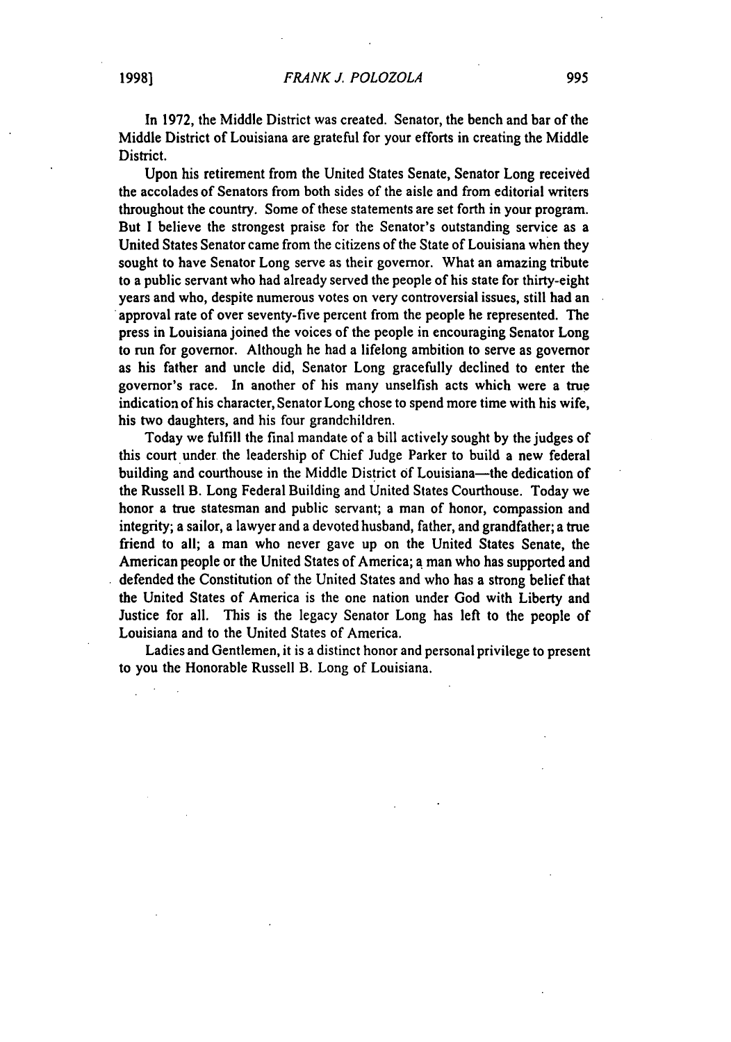In 1972, the Middle District was created. Senator, the bench and bar of the Middle District of Louisiana are grateful for your efforts in creating the Middle District.

Upon his retirement from the United States Senate, Senator Long received the accolades of Senators from both sides of the aisle and from editorial writers throughout the country. Some of these statements are set forth in your program. But I believe the strongest praise for the Senator's outstanding service as a United States Senator came from the citizens of the State of Louisiana when they sought to have Senator Long serve as their governor. What an amazing tribute to a public servant who had already served the people of his state for thirty-eight years and who, despite numerous votes on very controversial issues, still had an approval rate of over seventy-five percent from the people he represented. The press in Louisiana joined the voices of the people in encouraging Senator Long to run for governor. Although he had a lifelong ambition to serve as governor as his father and uncle did, Senator Long gracefully declined to enter the governor's race. In another of his many unselfish acts which were a true indication of his character, Senator Long chose to spend more time with his wife, his two daughters, and his four grandchildren.

Today we fulfill the final mandate of a bill actively sought by the judges of this court under the leadership of Chief Judge Parker to build a new federal building and courthouse in the Middle District of Louisiana—the dedication of the Russell B. Long Federal Building and United States Courthouse. Today we honor a true statesman and public servant; a man of honor, compassion and integrity; a sailor, a lawyer and a devoted husband, father, and grandfather; a true friend to all; a man who never gave up on the United States Senate, the American people or the United States of America; a man who has supported and defended the Constitution of the United States and who has a strong belief that the United States of America is the one nation under God with Liberty and Justice for all. This is the legacy Senator Long has left to the people of Louisiana and to the United States of America.

Ladies and Gentlemen, it is a distinct honor and personal privilege to present to you the Honorable Russell B. Long of Louisiana.